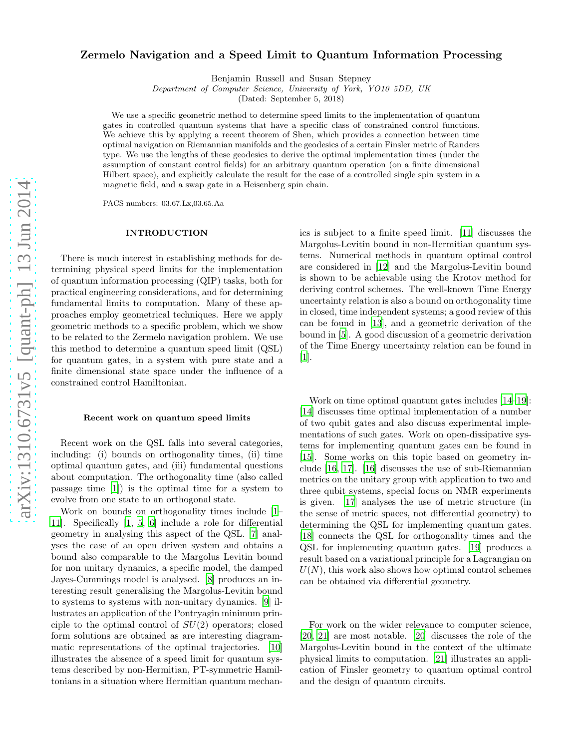# Zermelo Navigation and a Speed Limit to Quantum Information Processing

Benjamin Russell and Susan Stepney

*Department of Computer Science, University of York, YO10 5DD, UK*

(Dated: September 5, 2018)

We use a specific geometric method to determine speed limits to the implementation of quantum gates in controlled quantum systems that have a specific class of constrained control functions. We achieve this by applying a recent theorem of Shen, which provides a connection between time optimal navigation on Riemannian manifolds and the geodesics of a certain Finsler metric of Randers type. We use the lengths of these geodesics to derive the optimal implementation times (under the assumption of constant control fields) for an arbitrary quantum operation (on a finite dimensional Hilbert space), and explicitly calculate the result for the case of a controlled single spin system in a magnetic field, and a swap gate in a Heisenberg spin chain.

PACS numbers: 03.67.Lx,03.65.Aa

## INTRODUCTION

There is much interest in establishing methods for determining physical speed limits for the implementation of quantum information processing (QIP) tasks, both for practical engineering considerations, and for determining fundamental limits to computation. Many of these approaches employ geometrical techniques. Here we apply geometric methods to a specific problem, which we show to be related to the Zermelo navigation problem. We use this method to determine a quantum speed limit (QSL) for quantum gates, in a system with pure state and a finite dimensional state space under the influence of a constrained control Hamiltonian.

### Recent work on quantum speed limits

Recent work on the QSL falls into several categories, including: (i) bounds on orthogonality times, (ii) time optimal quantum gates, and (iii) fundamental questions about computation. The orthogonality time (also called passage time [1]) is the optimal time for a system to evolve from one state to an orthogonal state.

Work on bounds on orthogonality times include [1–11]. Specifically [1, 5, 6] include a role for differential geometry in analysing this aspect of the QSL. [7] analyses the case of an open driven system and obtains a bound also comparable to the Margolus Levitin bound for non unitary dynamics, a specific model, the damped Jayes-Cummings model is analysed. [8] produces an interesting result generalising the Margolus-Levitin bound to systems to systems with non-unitary dynamics. [9] illustrates an application of the Pontryagin minimum principle to the optimal control of $SU(2)$ operators; closed form solutions are obtained as are interesting diagrammatic representations of the optimal trajectories. [10] illustrates the absence of a speed limit for quantum systems described by non-Hermitian, PT-symmetric Hamiltonians in a situation where Hermitian quantum mechanics is subject to a finite speed limit. [11] discusses the Margolus-Levitin bound in non-Hermitian quantum systems. Numerical methods in quantum optimal control are considered in [12] and the Margolus-Levitin bound is shown to be achievable using the Krotov method for deriving control schemes. The well-known Time Energy uncertainty relation is also a bound on orthogonality time in closed, time independent systems; a good review of this can be found in [13], and a geometric derivation of the bound in [5]. A good discussion of a geometric derivation of the Time Energy uncertainty relation can be found in [1].

Work on time optimal quantum gates includes [14–19]: [14] discusses time optimal implementation of a number of two qubit gates and also discuss experimental implementations of such gates. Work on open-dissipative systems for implementing quantum gates can be found in [15]. Some works on this topic based on geometry include [16, 17]. [16] discusses the use of sub-Riemannian metrics on the unitary group with application to two and three qubit systems, special focus on NMR experiments is given. [17] analyses the use of metric structure (in the sense of metric spaces, not differential geometry) to determining the QSL for implementing quantum gates. [18] connects the QSL for orthogonality times and the QSL for implementing quantum gates. [19] produces a result based on a variational principle for a Lagrangian on $U(N)$, this work also shows how optimal control schemes can be obtained via differential geometry.

For work on the wider relevance to computer science, [20, 21] are most notable. [20] discusses the role of the Margolus-Levitin bound in the context of the ultimate physical limits to computation. [21] illustrates an application of Finsler geometry to quantum optimal control and the design of quantum circuits.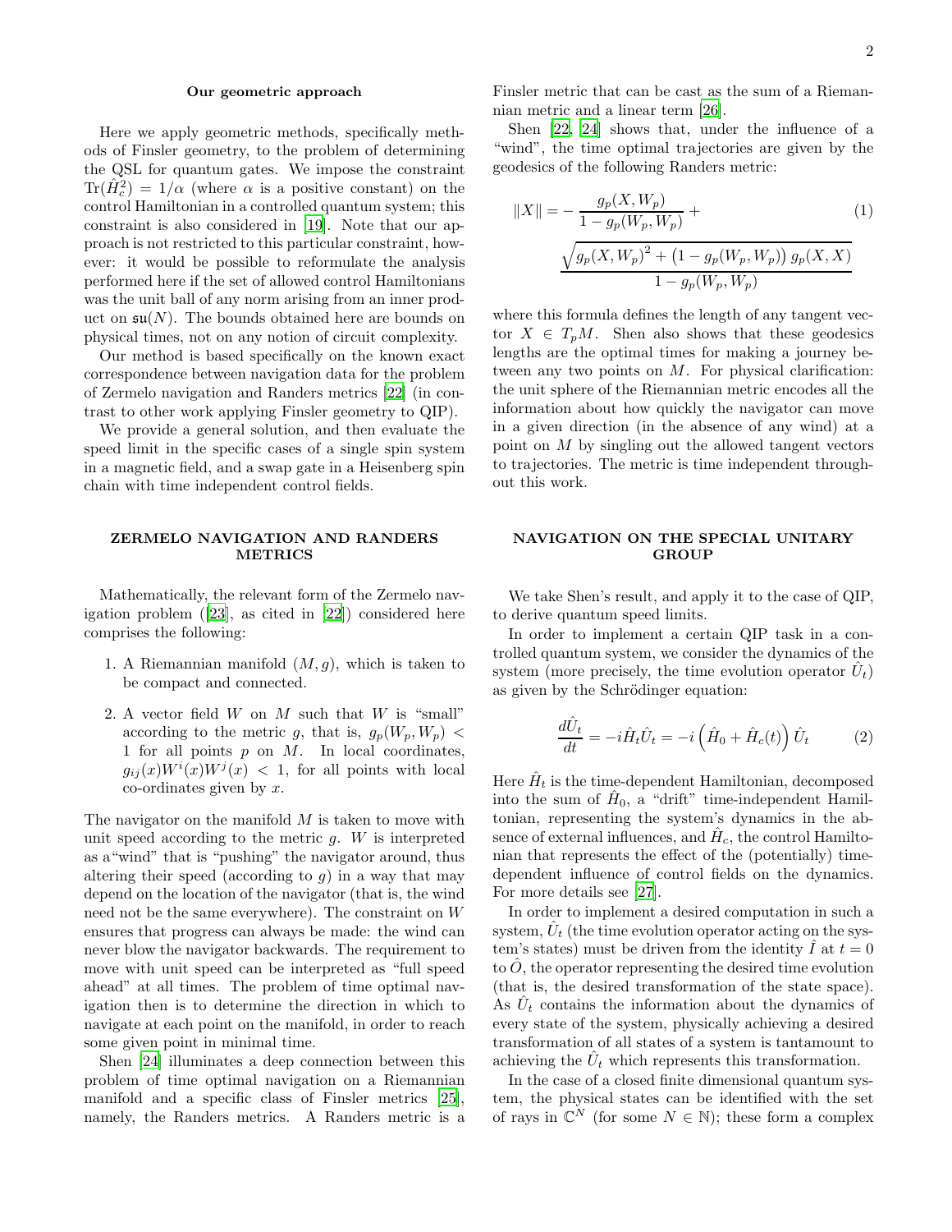**Our geometric approach**

Here we apply geometric methods, specifically methods of Finsler geometry, to the problem of determining the QSL for quantum gates. We impose the constraint $\mathrm{Tr}(\hat{H}_c^2) = 1/\alpha$ (where $\alpha$ is a positive constant) on the control Hamiltonian in a controlled quantum system; this constraint is also considered in [19]. Note that our approach is not restricted to this particular constraint, however: it would be possible to reformulate the analysis performed here if the set of allowed control Hamiltonians was the unit ball of any norm arising from an inner product on $\mathfrak{su}(N)$. The bounds obtained here are bounds on physical times, not on any notion of circuit complexity.

Our method is based specifically on the known exact correspondence between navigation data for the problem of Zermelo navigation and Randers metrics [22] (in contrast to other work applying Finsler geometry to QIP).

We provide a general solution, and then evaluate the speed limit in the specific cases of a single spin system in a magnetic field, and a swap gate in a Heisenberg spin chain with time independent control fields.

## ZERMELO NAVIGATION AND RANDERS METRICS

Mathematically, the relevant form of the Zermelo navigation problem ([23], as cited in [22]) considered here comprises the following:

1. A Riemannian manifold $(M, g)$, which is taken to be compact and connected.
2. A vector field $W$ on $M$ such that $W$ is "small" according to the metric $g$, that is, $g_p(W_p, W_p) < 1$ for all points $p$ on $M$. In local coordinates, $g_{ij}(x)W^i(x)W^j(x) < 1$, for all points with local co-ordinates given by $x$.

The navigator on the manifold $M$ is taken to move with unit speed according to the metric $g$. $W$ is interpreted as a"wind" that is "pushing" the navigator around, thus altering their speed (according to $g$) in a way that may depend on the location of the navigator (that is, the wind need not be the same everywhere). The constraint on $W$ ensures that progress can always be made: the wind can never blow the navigator backwards. The requirement to move with unit speed can be interpreted as "full speed ahead" at all times. The problem of time optimal navigation then is to determine the direction in which to navigate at each point on the manifold, in order to reach some given point in minimal time.

Shen [24] illuminates a deep connection between this problem of time optimal navigation on a Riemannian manifold and a specific class of Finsler metrics [25], namely, the Randers metrics. A Randers metric is a Finsler metric that can be cast as the sum of a Riemannian metric and a linear term [26].

Shen [22, 24] shows that, under the influence of a "wind", the time optimal trajectories are given by the geodesics of the following Randers metric:

$$\|X\| = -\frac{g_p(X, W_p)}{1 - g_p(W_p, W_p)} + \frac{\sqrt{g_p(X, W_p)^2 + \left(1 - g_p(W_p, W_p)\right) g_p(X, X)}}{1 - g_p(W_p, W_p)} \tag{1}$$

where this formula defines the length of any tangent vector $X \in T_pM$. Shen also shows that these geodesics lengths are the optimal times for making a journey between any two points on $M$. For physical clarification: the unit sphere of the Riemannian metric encodes all the information about how quickly the navigator can move in a given direction (in the absence of any wind) at a point on $M$ by singling out the allowed tangent vectors to trajectories. The metric is time independent throughout this work.

## NAVIGATION ON THE SPECIAL UNITARY GROUP

We take Shen's result, and apply it to the case of QIP, to derive quantum speed limits.

In order to implement a certain QIP task in a controlled quantum system, we consider the dynamics of the system (more precisely, the time evolution operator $\hat{U}_t$) as given by the Schrödinger equation:

$$\frac{d\hat{U}_t}{dt} = -i\hat{H}_t\hat{U}_t = -i\left(\hat{H}_0 + \hat{H}_c(t)\right)\hat{U}_t \tag{2}$$

Here $\hat{H}_t$ is the time-dependent Hamiltonian, decomposed into the sum of $\hat{H}_0$, a "drift" time-independent Hamiltonian, representing the system's dynamics in the absence of external influences, and $\hat{H}_c$, the control Hamiltonian that represents the effect of the (potentially) time-dependent influence of control fields on the dynamics. For more details see [27].

In order to implement a desired computation in such a system, $\hat{U}_t$ (the time evolution operator acting on the system's states) must be driven from the identity $\hat{I}$ at $t = 0$ to $\hat{O}$, the operator representing the desired time evolution (that is, the desired transformation of the state space). As $\hat{U}_t$ contains the information about the dynamics of every state of the system, physically achieving a desired transformation of all states of a system is tantamount to achieving the $\hat{U}_t$ which represents this transformation.

In the case of a closed finite dimensional quantum system, the physical states can be identified with the set of rays in $\mathbb{C}^N$ (for some $N \in \mathbb{N}$); these form a complex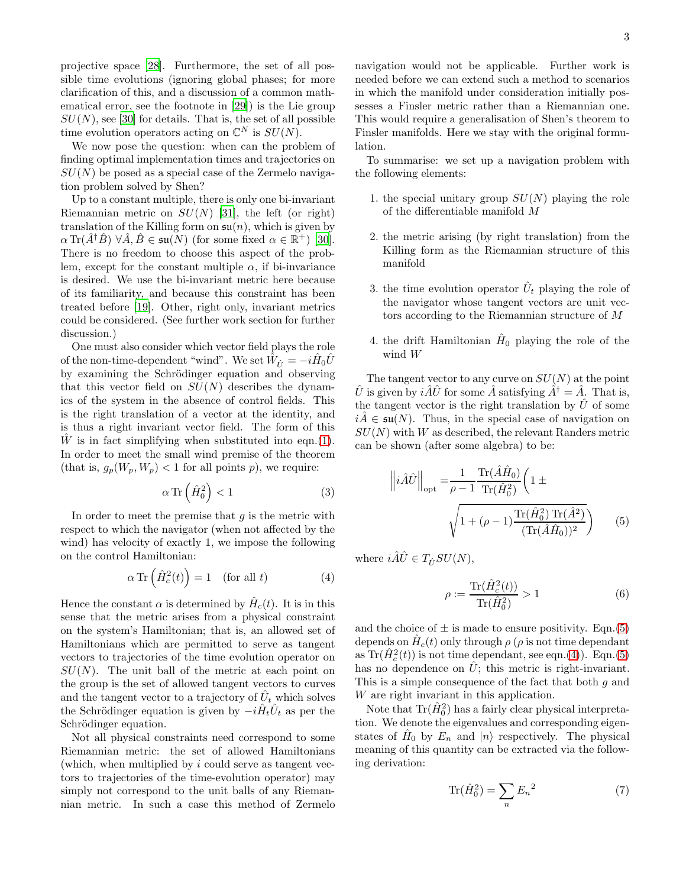projective space [28]. Furthermore, the set of all possible time evolutions (ignoring global phases; for more clarification of this, and a discussion of a common mathematical error, see the footnote in [29]) is the Lie group $SU(N)$, see [30] for details. That is, the set of all possible time evolution operators acting on $\mathbb{C}^N$ is $SU(N)$.

We now pose the question: when can the problem of finding optimal implementation times and trajectories on $SU(N)$ be posed as a special case of the Zermelo navigation problem solved by Shen?

Up to a constant multiple, there is only one bi-invariant Riemannian metric on $SU(N)$ [31], the left (or right) translation of the Killing form on $\mathfrak{su}(n)$, which is given by $\alpha \operatorname{Tr}(\hat{A}^\dagger \hat{B}) \; \forall \hat{A}, \hat{B} \in \mathfrak{su}(N)$ (for some fixed $\alpha \in \mathbb{R}^+$) [30]. There is no freedom to choose this aspect of the problem, except for the constant multiple $\alpha$, if bi-invariance is desired. We use the bi-invariant metric here because of its familiarity, and because this constraint has been treated before [19]. Other, right only, invariant metrics could be considered. (See further work section for further discussion.)

One must also consider which vector field plays the role of the non-time-dependent "wind". We set $\hat{W}_{\hat{U}} = -i\hat{H}_0\hat{U}$ by examining the Schrödinger equation and observing that this vector field on $SU(N)$ describes the dynamics of the system in the absence of control fields. This is the right translation of a vector at the identity, and is thus a right invariant vector field. The form of this $\hat{W}$ is in fact simplifying when substituted into eqn.(1). In order to meet the small wind premise of the theorem (that is, $g_p(W_p, W_p) < 1$ for all points $p$), we require:

$$\alpha \operatorname{Tr}\left(\hat{H}_0^2\right) < 1 \tag{3}$$

In order to meet the premise that $g$ is the metric with respect to which the navigator (when not affected by the wind) has velocity of exactly 1, we impose the following on the control Hamiltonian:

$$\alpha \operatorname{Tr}\left(\hat{H}_c^2(t)\right) = 1 \quad \text{(for all } t) \tag{4}$$

Hence the constant $\alpha$ is determined by $\hat{H}_c(t)$. It is in this sense that the metric arises from a physical constraint on the system's Hamiltonian; that is, an allowed set of Hamiltonians which are permitted to serve as tangent vectors to trajectories of the time evolution operator on $SU(N)$. The unit ball of the metric at each point on the group is the set of allowed tangent vectors to curves and the tangent vector to a trajectory of $\hat{U}_t$ which solves the Schrödinger equation is given by $-i\hat{H}_t\hat{U}_t$ as per the Schrödinger equation.

Not all physical constraints need correspond to some Riemannian metric: the set of allowed Hamiltonians (which, when multiplied by $i$ could serve as tangent vectors to trajectories of the time-evolution operator) may simply not correspond to the unit balls of any Riemannian metric. In such a case this method of Zermelo navigation would not be applicable. Further work is needed before we can extend such a method to scenarios in which the manifold under consideration initially possesses a Finsler metric rather than a Riemannian one. This would require a generalisation of Shen's theorem to Finsler manifolds. Here we stay with the original formulation.

To summarise: we set up a navigation problem with the following elements:

1. the special unitary group $SU(N)$ playing the role of the differentiable manifold $M$
2. the metric arising (by right translation) from the Killing form as the Riemannian structure of this manifold
3. the time evolution operator $\hat{U}_t$ playing the role of the navigator whose tangent vectors are unit vectors according to the Riemannian structure of $M$
4. the drift Hamiltonian $\hat{H}_0$ playing the role of the wind $W$

The tangent vector to any curve on $SU(N)$ at the point $\hat{U}$ is given by $i\hat{A}\hat{U}$ for some $\hat{A}$ satisfying $\hat{A}^\dagger = \hat{A}$. That is, the tangent vector is the right translation by $\hat{U}$ of some $i\hat{A} \in \mathfrak{su}(N)$. Thus, in the special case of navigation on $SU(N)$ with $W$ as described, the relevant Randers metric can be shown (after some algebra) to be:

$$\left\| i\hat{A}\hat{U} \right\|_{\text{opt}} = \frac{1}{\rho - 1} \frac{\operatorname{Tr}(\hat{A}\hat{H}_0)}{\operatorname{Tr}(\hat{H}_0^2)} \Bigg( 1 \pm \sqrt{1 + (\rho - 1)\frac{\operatorname{Tr}(\hat{H}_0^2)\operatorname{Tr}(\hat{A}^2)}{(\operatorname{Tr}(\hat{A}\hat{H}_0))^2}} \Bigg) \tag{5}$$

where $i\hat{A}\hat{U} \in T_{\hat{U}}SU(N)$,

$$\rho := \frac{\operatorname{Tr}(\hat{H}_c^2(t))}{\operatorname{Tr}(\hat{H}_0^2)} > 1 \tag{6}$$

and the choice of $\pm$ is made to ensure positivity. Eqn.(5) depends on $\hat{H}_c(t)$ only through $\rho$ ($\rho$ is not time dependant as $\operatorname{Tr}(\hat{H}_c^2(t))$ is not time dependant, see eqn.(4)). Eqn.(5) has no dependence on $\hat{U}$; this metric is right-invariant. This is a simple consequence of the fact that both $g$ and $W$ are right invariant in this application.

Note that $\operatorname{Tr}(\hat{H}_0^2)$ has a fairly clear physical interpretation. We denote the eigenvalues and corresponding eigenstates of $\hat{H}_0$ by $E_n$ and $|n\rangle$ respectively. The physical meaning of this quantity can be extracted via the following derivation:

$$\operatorname{Tr}(\hat{H}_0^2) = \sum_n {E_n}^2 \tag{7}$$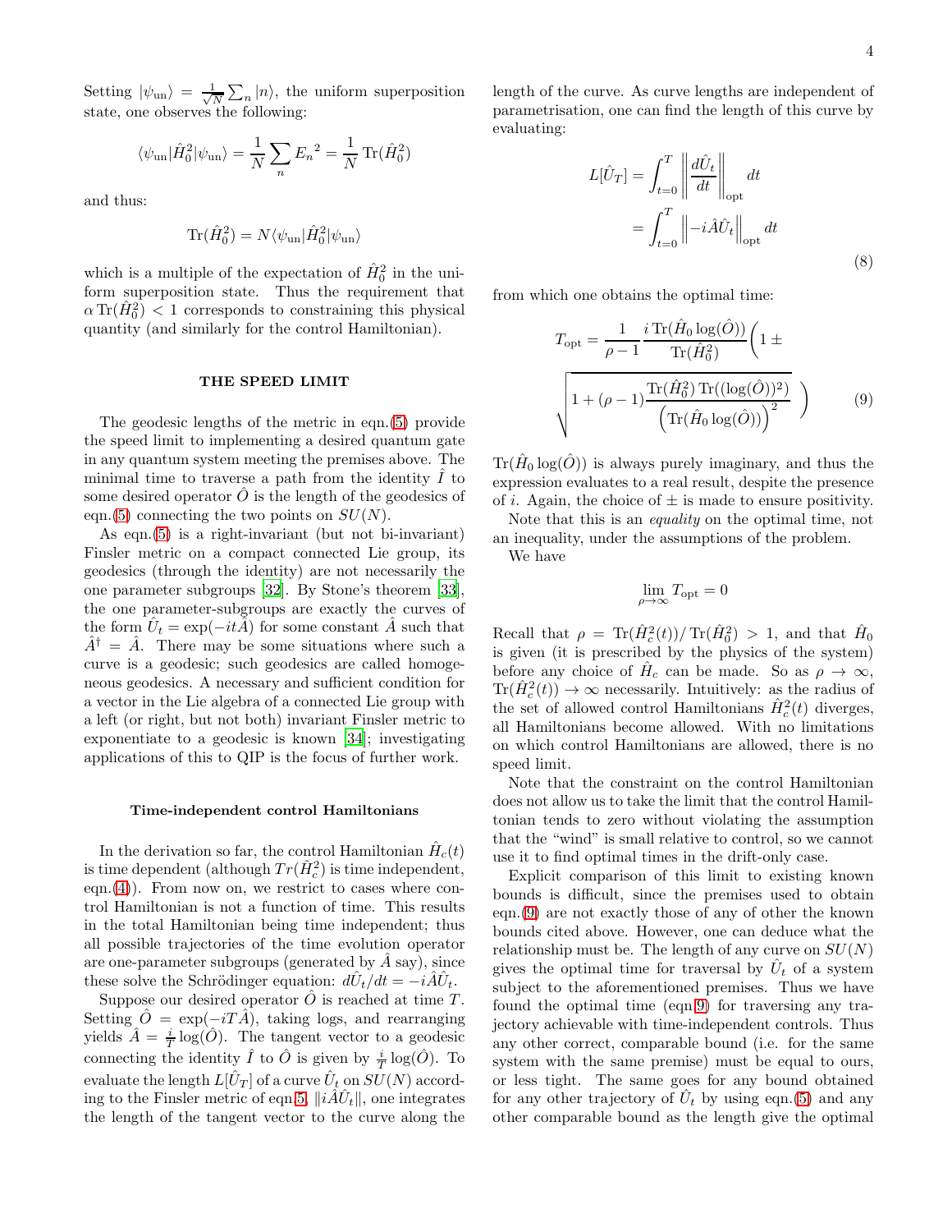Setting $|\psi_{\rm un}\rangle = \frac{1}{\sqrt{N}}\sum_n |n\rangle$, the uniform superposition state, one observes the following:

$$\langle\psi_{\rm un}|\hat{H}_0^2|\psi_{\rm un}\rangle = \frac{1}{N}\sum_n {E_n}^2 = \frac{1}{N}\,\mathrm{Tr}(\hat{H}_0^2)$$

and thus:

$$\mathrm{Tr}(\hat{H}_0^2) = N\langle\psi_{\rm un}|\hat{H}_0^2|\psi_{\rm un}\rangle$$

which is a multiple of the expectation of $\hat{H}_0^2$ in the uniform superposition state. Thus the requirement that $\alpha\,\mathrm{Tr}(\hat{H}_0^2) < 1$ corresponds to constraining this physical quantity (and similarly for the control Hamiltonian).

## THE SPEED LIMIT

The geodesic lengths of the metric in eqn.(5) provide the speed limit to implementing a desired quantum gate in any quantum system meeting the premises above. The minimal time to traverse a path from the identity $\hat{I}$ to some desired operator $\hat{O}$ is the length of the geodesics of eqn.(5) connecting the two points on $SU(N)$.

As eqn.(5) is a right-invariant (but not bi-invariant) Finsler metric on a compact connected Lie group, its geodesics (through the identity) are not necessarily the one parameter subgroups [32]. By Stone's theorem [33], the one parameter-subgroups are exactly the curves of the form $\hat{U}_t = \exp(-it\hat{A})$ for some constant $\hat{A}$ such that $\hat{A}^\dagger = \hat{A}$. There may be some situations where such a curve is a geodesic; such geodesics are called homogeneous geodesics. A necessary and sufficient condition for a vector in the Lie algebra of a connected Lie group with a left (or right, but not both) invariant Finsler metric to exponentiate to a geodesic is known [34]; investigating applications of this to QIP is the focus of further work.

### Time-independent control Hamiltonians

In the derivation so far, the control Hamiltonian $\hat{H}_c(t)$ is time dependent (although $Tr(\hat{H}_c^2)$ is time independent, eqn.(4)). From now on, we restrict to cases where control Hamiltonian is not a function of time. This results in the total Hamiltonian being time independent; thus all possible trajectories of the time evolution operator are one-parameter subgroups (generated by $\hat{A}$ say), since these solve the Schrödinger equation: $d\hat{U}_t/dt = -i\hat{A}\hat{U}_t$.

Suppose our desired operator $\hat{O}$ is reached at time $T$. Setting $\hat{O} = \exp(-iT\hat{A})$, taking logs, and rearranging yields $\hat{A} = \frac{i}{T}\log(\hat{O})$. The tangent vector to a geodesic connecting the identity $\hat{I}$ to $\hat{O}$ is given by $\frac{i}{T}\log(\hat{O})$. To evaluate the length $L[\hat{U}_T]$ of a curve $\hat{U}_t$ on $SU(N)$ according to the Finsler metric of eqn.5, $\|i\hat{A}\hat{U}_t\|$, one integrates the length of the tangent vector to the curve along the length of the curve. As curve lengths are independent of parametrisation, one can find the length of this curve by evaluating:

$$\begin{aligned} L[\hat{U}_T] &= \int_{t=0}^{T} \left\|\frac{d\hat{U}_t}{dt}\right\|_{\rm opt} dt \\ &= \int_{t=0}^{T} \left\|-i\hat{A}\hat{U}_t\right\|_{\rm opt} dt \end{aligned} \tag{8}$$

from which one obtains the optimal time:

$$T_{\rm opt} = \frac{1}{\rho-1}\frac{i\,\mathrm{Tr}(\hat{H}_0\log(\hat{O}))}{\mathrm{Tr}(\hat{H}_0^2)}\Bigg(1 \pm \sqrt{1+(\rho-1)\frac{\mathrm{Tr}(\hat{H}_0^2)\,\mathrm{Tr}((\log(\hat{O}))^2)}{\Big(\mathrm{Tr}(\hat{H}_0\log(\hat{O}))\Big)^2}}\ \Bigg) \tag{9}$$

$\mathrm{Tr}(\hat{H}_0\log(\hat{O}))$ is always purely imaginary, and thus the expression evaluates to a real result, despite the presence of $i$. Again, the choice of $\pm$ is made to ensure positivity.

Note that this is an *equality* on the optimal time, not an inequality, under the assumptions of the problem.

We have

$$\lim_{\rho\to\infty} T_{\rm opt} = 0$$

Recall that $\rho = \mathrm{Tr}(\hat{H}_c^2(t))/\,\mathrm{Tr}(\hat{H}_0^2) > 1$, and that $\hat{H}_0$ is given (it is prescribed by the physics of the system) before any choice of $\hat{H}_c$ can be made. So as $\rho \to \infty$, $\mathrm{Tr}(\hat{H}_c^2(t)) \to \infty$ necessarily. Intuitively: as the radius of the set of allowed control Hamiltonians $\hat{H}_c^2(t)$ diverges, all Hamiltonians become allowed. With no limitations on which control Hamiltonians are allowed, there is no speed limit.

Note that the constraint on the control Hamiltonian does not allow us to take the limit that the control Hamiltonian tends to zero without violating the assumption that the "wind" is small relative to control, so we cannot use it to find optimal times in the drift-only case.

Explicit comparison of this limit to existing known bounds is difficult, since the premises used to obtain eqn.(9) are not exactly those of any of other the known bounds cited above. However, one can deduce what the relationship must be. The length of any curve on $SU(N)$ gives the optimal time for traversal by $\hat{U}_t$ of a system subject to the aforementioned premises. Thus we have found the optimal time (eqn.9) for traversing any trajectory achievable with time-independent controls. Thus any other correct, comparable bound (i.e. for the same system with the same premise) must be equal to ours, or less tight. The same goes for any bound obtained for any other trajectory of $\hat{U}_t$ by using eqn.(5) and any other comparable bound as the length give the optimal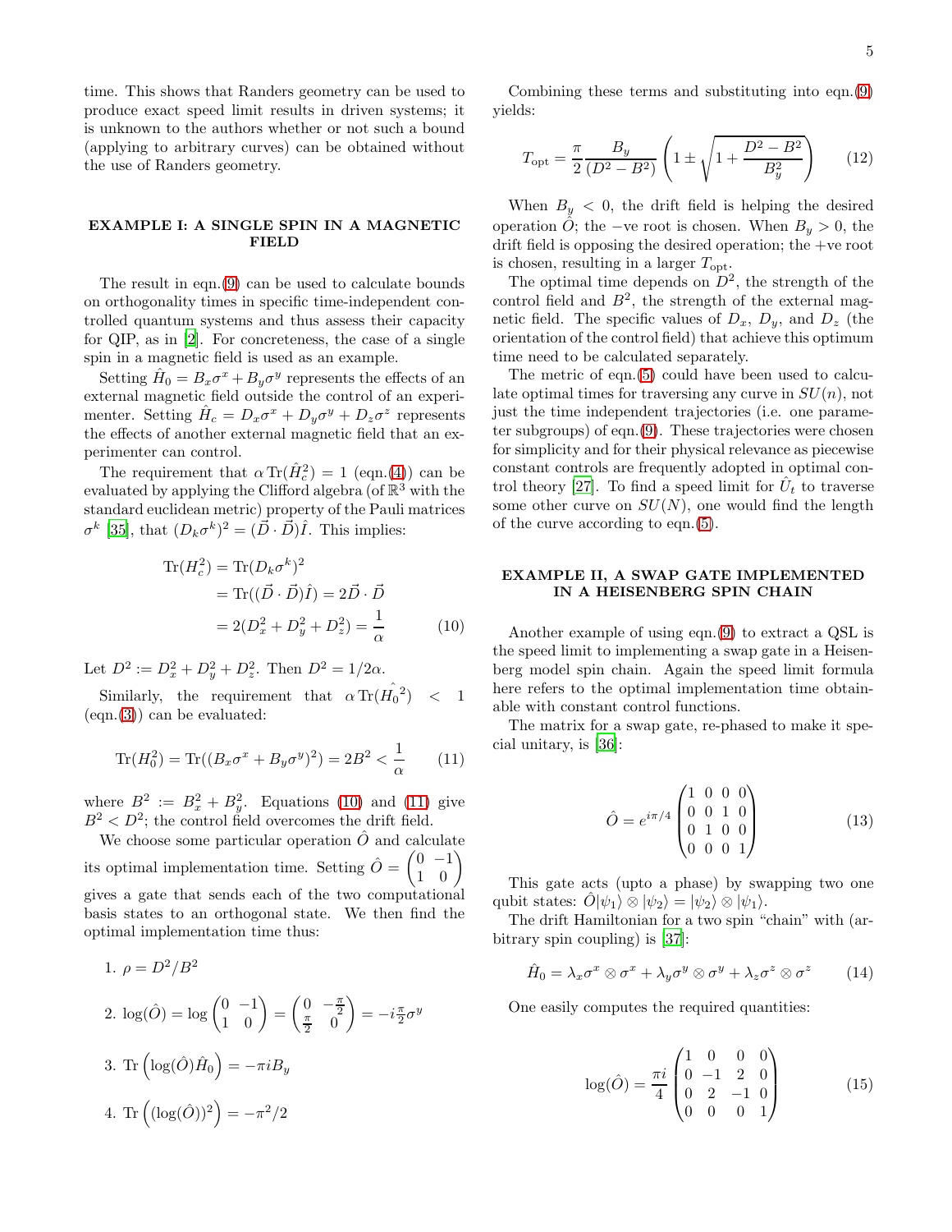time. This shows that Randers geometry can be used to produce exact speed limit results in driven systems; it is unknown to the authors whether or not such a bound (applying to arbitrary curves) can be obtained without the use of Randers geometry.

## EXAMPLE I: A SINGLE SPIN IN A MAGNETIC FIELD

The result in eqn.(9) can be used to calculate bounds on orthogonality times in specific time-independent controlled quantum systems and thus assess their capacity for QIP, as in [2]. For concreteness, the case of a single spin in a magnetic field is used as an example.

Setting $\hat{H}_0 = B_x\sigma^x + B_y\sigma^y$ represents the effects of an external magnetic field outside the control of an experimenter. Setting $\hat{H}_c = D_x\sigma^x + D_y\sigma^y + D_z\sigma^z$ represents the effects of another external magnetic field that an experimenter can control.

The requirement that $\alpha\,\mathrm{Tr}(\hat{H}_c^2) = 1$ (eqn.(4)) can be evaluated by applying the Clifford algebra (of $\mathbb{R}^3$ with the standard euclidean metric) property of the Pauli matrices $\sigma^k$ [35], that $(D_k\sigma^k)^2 = (\vec{D}\cdot\vec{D})\hat{I}$. This implies:

$$
\begin{aligned}
\mathrm{Tr}(H_c^2) &= \mathrm{Tr}(D_k\sigma^k)^2 \\
&= \mathrm{Tr}((\vec{D}\cdot\vec{D})\hat{I}) = 2\vec{D}\cdot\vec{D} \\
&= 2(D_x^2 + D_y^2 + D_z^2) = \frac{1}{\alpha}
\end{aligned}
\qquad (10)
$$

Let $D^2 := D_x^2 + D_y^2 + D_z^2$. Then $D^2 = 1/2\alpha$.

Similarly, the requirement that $\alpha\,\mathrm{Tr}(\hat{H_0}^2) < 1$ (eqn.(3)) can be evaluated:

$$
\mathrm{Tr}(H_0^2) = \mathrm{Tr}((B_x\sigma^x + B_y\sigma^y)^2) = 2B^2 < \frac{1}{\alpha} \qquad (11)
$$

where $B^2 := B_x^2 + B_y^2$. Equations (10) and (11) give $B^2 < D^2$; the control field overcomes the drift field.

We choose some particular operation $\hat{O}$ and calculate its optimal implementation time. Setting $\hat{O} = \begin{pmatrix} 0 & -1 \\ 1 & 0 \end{pmatrix}$ gives a gate that sends each of the two computational basis states to an orthogonal state. We then find the optimal implementation time thus:

1. $\rho = D^2/B^2$
2. $\log(\hat{O}) = \log\begin{pmatrix} 0 & -1 \\ 1 & 0 \end{pmatrix} = \begin{pmatrix} 0 & -\frac{\pi}{2} \\ \frac{\pi}{2} & 0 \end{pmatrix} = -i\frac{\pi}{2}\sigma^y$
3. $\mathrm{Tr}\left(\log(\hat{O})\hat{H}_0\right) = -\pi i B_y$
4. $\mathrm{Tr}\left((\log(\hat{O}))^2\right) = -\pi^2/2$

Combining these terms and substituting into eqn.(9) yields:

$$
T_{\mathrm{opt}} = \frac{\pi}{2}\frac{B_y}{(D^2 - B^2)}\left(1 \pm \sqrt{1 + \frac{D^2 - B^2}{B_y^2}}\right) \qquad (12)
$$

When $B_y < 0$, the drift field is helping the desired operation $\hat{O}$; the $-$ve root is chosen. When $B_y > 0$, the drift field is opposing the desired operation; the +ve root is chosen, resulting in a larger $T_{\mathrm{opt}}$.

The optimal time depends on $D^2$, the strength of the control field and $B^2$, the strength of the external magnetic field. The specific values of $D_x$, $D_y$, and $D_z$ (the orientation of the control field) that achieve this optimum time need to be calculated separately.

The metric of eqn.(5) could have been used to calculate optimal times for traversing any curve in $SU(n)$, not just the time independent trajectories (i.e. one parameter subgroups) of eqn.(9). These trajectories were chosen for simplicity and for their physical relevance as piecewise constant controls are frequently adopted in optimal control theory [27]. To find a speed limit for $\hat{U}_t$ to traverse some other curve on $SU(N)$, one would find the length of the curve according to eqn.(5).

## EXAMPLE II, A SWAP GATE IMPLEMENTED IN A HEISENBERG SPIN CHAIN

Another example of using eqn.(9) to extract a QSL is the speed limit to implementing a swap gate in a Heisenberg model spin chain. Again the speed limit formula here refers to the optimal implementation time obtainable with constant control functions.

The matrix for a swap gate, re-phased to make it special unitary, is [36]:

$$
\hat{O} = e^{i\pi/4}\begin{pmatrix} 1 & 0 & 0 & 0 \\ 0 & 0 & 1 & 0 \\ 0 & 1 & 0 & 0 \\ 0 & 0 & 0 & 1 \end{pmatrix} \qquad (13)
$$

This gate acts (upto a phase) by swapping two one qubit states: $\hat{O}|\psi_1\rangle \otimes |\psi_2\rangle = |\psi_2\rangle \otimes |\psi_1\rangle$.

The drift Hamiltonian for a two spin "chain" with (arbitrary spin coupling) is [37]:

$$
\hat{H}_0 = \lambda_x\sigma^x\otimes\sigma^x + \lambda_y\sigma^y\otimes\sigma^y + \lambda_z\sigma^z\otimes\sigma^z \qquad (14)
$$

One easily computes the required quantities:

$$
\log(\hat{O}) = \frac{\pi i}{4}\begin{pmatrix} 1 & 0 & 0 & 0 \\ 0 & -1 & 2 & 0 \\ 0 & 2 & -1 & 0 \\ 0 & 0 & 0 & 1 \end{pmatrix} \qquad (15)
$$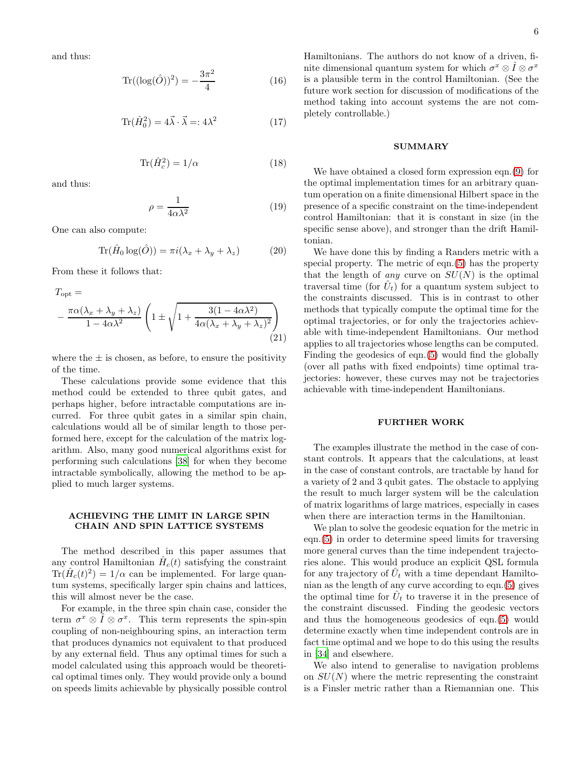and thus:

$$\mathrm{Tr}((\log(\hat{O}))^2) = -\frac{3\pi^2}{4} \tag{16}$$

$$\mathrm{Tr}(\hat{H}_0^2) = 4\vec{\lambda}\cdot\vec{\lambda} =: 4\lambda^2 \tag{17}$$

$$\mathrm{Tr}(\hat{H}_c^2) = 1/\alpha \tag{18}$$

and thus:

$$\rho = \frac{1}{4\alpha\lambda^2} \tag{19}$$

One can also compute:

$$\mathrm{Tr}(\hat{H}_0 \log(\hat{O})) = \pi i(\lambda_x + \lambda_y + \lambda_z) \tag{20}$$

From these it follows that:

$$T_{\text{opt}} = -\frac{\pi\alpha(\lambda_x+\lambda_y+\lambda_z)}{1-4\alpha\lambda^2}\left(1 \pm \sqrt{1+\frac{3(1-4\alpha\lambda^2)}{4\alpha(\lambda_x+\lambda_y+\lambda_z)^2}}\right) \tag{21}$$

where the $\pm$ is chosen, as before, to ensure the positivity of the time.

These calculations provide some evidence that this method could be extended to three qubit gates, and perhaps higher, before intractable computations are incurred. For three qubit gates in a similar spin chain, calculations would all be of similar length to those performed here, except for the calculation of the matrix logarithm. Also, many good numerical algorithms exist for performing such calculations [38] for when they become intractable symbolically, allowing the method to be applied to much larger systems.

## ACHIEVING THE LIMIT IN LARGE SPIN CHAIN AND SPIN LATTICE SYSTEMS

The method described in this paper assumes that any control Hamiltonian $\hat{H}_c(t)$ satisfying the constraint $\mathrm{Tr}(\hat{H}_c(t)^2) = 1/\alpha$ can be implemented. For large quantum systems, specifically larger spin chains and lattices, this will almost never be the case.

For example, in the three spin chain case, consider the term $\sigma^x \otimes \hat{I} \otimes \sigma^x$. This term represents the spin-spin coupling of non-neighbouring spins, an interaction term that produces dynamics not equivalent to that produced by any external field. Thus any optimal times for such a model calculated using this approach would be theoretical optimal times only. They would provide only a bound on speeds limits achievable by physically possible control Hamiltonians. The authors do not know of a driven, finite dimensional quantum system for which $\sigma^x \otimes \hat{I} \otimes \sigma^x$ is a plausible term in the control Hamiltonian. (See the future work section for discussion of modifications of the method taking into account systems the are not completely controllable.)

## SUMMARY

We have obtained a closed form expression eqn.(9) for the optimal implementation times for an arbitrary quantum operation on a finite dimensional Hilbert space in the presence of a specific constraint on the time-independent control Hamiltonian: that it is constant in size (in the specific sense above), and stronger than the drift Hamiltonian.

We have done this by finding a Randers metric with a special property. The metric of eqn.(5) has the property that the length of *any* curve on $SU(N)$ is the optimal traversal time (for $\hat{U}_t$) for a quantum system subject to the constraints discussed. This is in contrast to other methods that typically compute the optimal time for the optimal trajectories, or for only the trajectories achievable with time-independent Hamiltonians. Our method applies to all trajectories whose lengths can be computed. Finding the geodesics of eqn.(5) would find the globally (over all paths with fixed endpoints) time optimal trajectories: however, these curves may not be trajectories achievable with time-independent Hamiltonians.

## FURTHER WORK

The examples illustrate the method in the case of constant controls. It appears that the calculations, at least in the case of constant controls, are tractable by hand for a variety of 2 and 3 qubit gates. The obstacle to applying the result to much larger system will be the calculation of matrix logarithms of large matrices, especially in cases when there are interaction terms in the Hamiltonian.

We plan to solve the geodesic equation for the metric in eqn.(5) in order to determine speed limits for traversing more general curves than the time independent trajectories alone. This would produce an explicit QSL formula for any trajectory of $\hat{U}_t$ with a time dependant Hamiltonian as the length of any curve according to eqn.(5) gives the optimal time for $\hat{U}_t$ to traverse it in the presence of the constraint discussed. Finding the geodesic vectors and thus the homogeneous geodesics of eqn.(5) would determine exactly when time independent controls are in fact time optimal and we hope to do this using the results in [34] and elsewhere.

We also intend to generalise to navigation problems on $SU(N)$ where the metric representing the constraint is a Finsler metric rather than a Riemannian one. This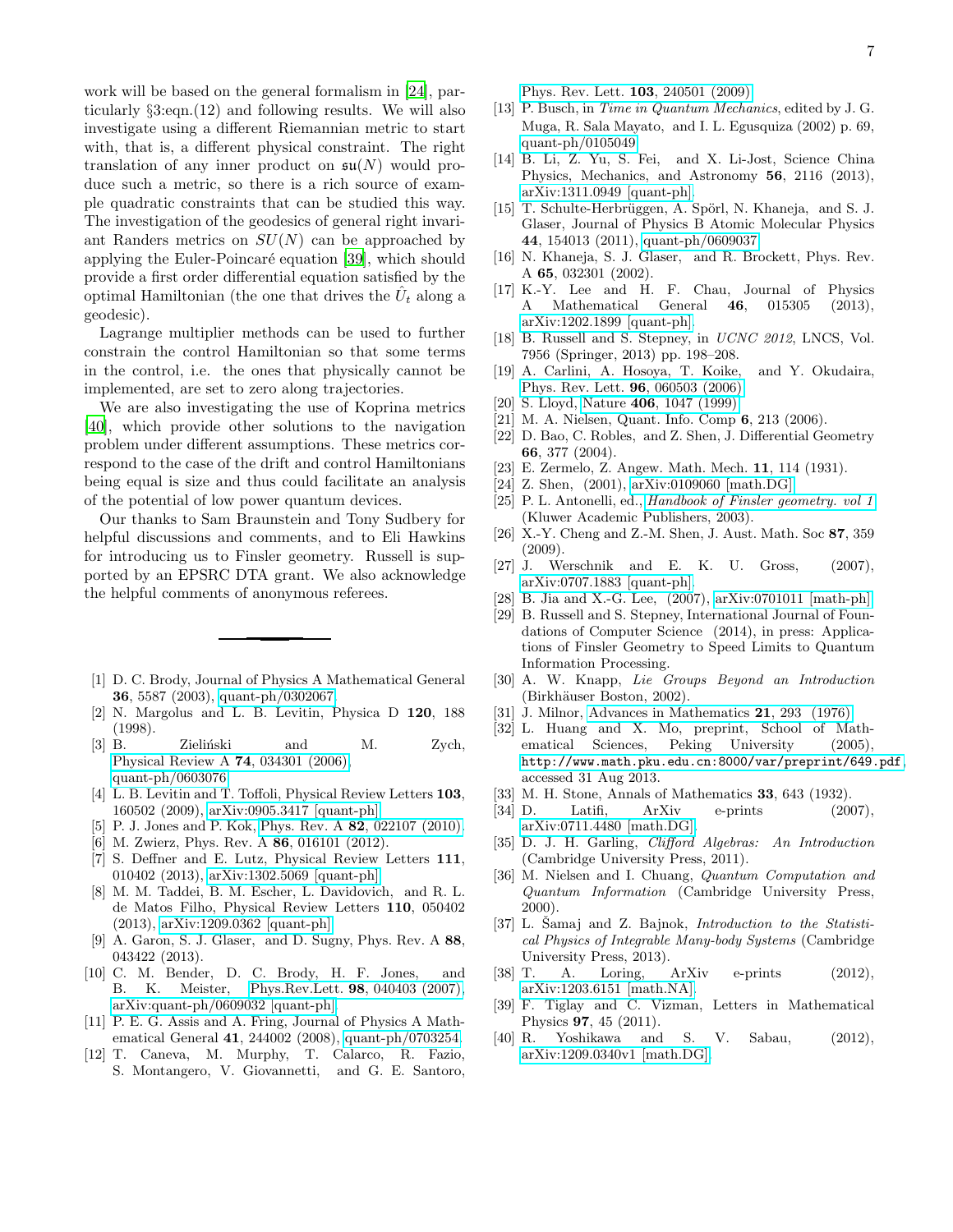work will be based on the general formalism in [24], particularly §3:eqn.(12) and following results. We will also investigate using a different Riemannian metric to start with, that is, a different physical constraint. The right translation of any inner product on $\mathfrak{su}(N)$ would produce such a metric, so there is a rich source of example quadratic constraints that can be studied this way. The investigation of the geodesics of general right invariant Randers metrics on $SU(N)$ can be approached by applying the Euler-Poincaré equation [39], which should provide a first order differential equation satisfied by the optimal Hamiltonian (the one that drives the $\hat{U}_t$ along a geodesic).

Lagrange multiplier methods can be used to further constrain the control Hamiltonian so that some terms in the control, i.e. the ones that physically cannot be implemented, are set to zero along trajectories.

We are also investigating the use of Koprina metrics [40], which provide other solutions to the navigation problem under different assumptions. These metrics correspond to the case of the drift and control Hamiltonians being equal is size and thus could facilitate an analysis of the potential of low power quantum devices.

Our thanks to Sam Braunstein and Tony Sudbery for helpful discussions and comments, and to Eli Hawkins for introducing us to Finsler geometry. Russell is supported by an EPSRC DTA grant. We also acknowledge the helpful comments of anonymous referees.

---

[1] D. C. Brody, Journal of Physics A Mathematical General **36**, 5587 (2003), quant-ph/0302067.

[2] N. Margolus and L. B. Levitin, Physica D **120**, 188 (1998).

[3] B. Zieliński and M. Zych, Physical Review A **74**, 034301 (2006), quant-ph/0603076.

[4] L. B. Levitin and T. Toffoli, Physical Review Letters **103**, 160502 (2009), arXiv:0905.3417 [quant-ph].

[5] P. J. Jones and P. Kok, Phys. Rev. A **82**, 022107 (2010).

[6] M. Zwierz, Phys. Rev. A **86**, 016101 (2012).

[7] S. Deffner and E. Lutz, Physical Review Letters **111**, 010402 (2013), arXiv:1302.5069 [quant-ph].

[8] M. M. Taddei, B. M. Escher, L. Davidovich, and R. L. de Matos Filho, Physical Review Letters **110**, 050402 (2013), arXiv:1209.0362 [quant-ph].

[9] A. Garon, S. J. Glaser, and D. Sugny, Phys. Rev. A **88**, 043422 (2013).

[10] C. M. Bender, D. C. Brody, H. F. Jones, and B. K. Meister, Phys.Rev.Lett. **98**, 040403 (2007), arXiv:quant-ph/0609032 [quant-ph].

[11] P. E. G. Assis and A. Fring, Journal of Physics A Mathematical General **41**, 244002 (2008), quant-ph/0703254.

[12] T. Caneva, M. Murphy, T. Calarco, R. Fazio, S. Montangero, V. Giovannetti, and G. E. Santoro, Phys. Rev. Lett. **103**, 240501 (2009).

[13] P. Busch, in *Time in Quantum Mechanics*, edited by J. G. Muga, R. Sala Mayato, and I. L. Egusquiza (2002) p. 69, quant-ph/0105049.

[14] B. Li, Z. Yu, S. Fei, and X. Li-Jost, Science China Physics, Mechanics, and Astronomy **56**, 2116 (2013), arXiv:1311.0949 [quant-ph].

[15] T. Schulte-Herbrüggen, A. Spörl, N. Khaneja, and S. J. Glaser, Journal of Physics B Atomic Molecular Physics **44**, 154013 (2011), quant-ph/0609037.

[16] N. Khaneja, S. J. Glaser, and R. Brockett, Phys. Rev. A **65**, 032301 (2002).

[17] K.-Y. Lee and H. F. Chau, Journal of Physics A Mathematical General **46**, 015305 (2013), arXiv:1202.1899 [quant-ph].

[18] B. Russell and S. Stepney, in *UCNC 2012*, LNCS, Vol. 7956 (Springer, 2013) pp. 198–208.

[19] A. Carlini, A. Hosoya, T. Koike, and Y. Okudaira, Phys. Rev. Lett. **96**, 060503 (2006).

[20] S. Lloyd, Nature **406**, 1047 (1999).

[21] M. A. Nielsen, Quant. Info. Comp **6**, 213 (2006).

[22] D. Bao, C. Robles, and Z. Shen, J. Differential Geometry **66**, 377 (2004).

[23] E. Zermelo, Z. Angew. Math. Mech. **11**, 114 (1931).

[24] Z. Shen, (2001), arXiv:0109060 [math.DG].

[25] P. L. Antonelli, ed., *Handbook of Finsler geometry. vol 1* (Kluwer Academic Publishers, 2003).

[26] X.-Y. Cheng and Z.-M. Shen, J. Aust. Math. Soc **87**, 359 (2009).

[27] J. Werschnik and E. K. U. Gross, (2007), arXiv:0707.1883 [quant-ph].

[28] B. Jia and X.-G. Lee, (2007), arXiv:0701011 [math-ph].

[29] B. Russell and S. Stepney, International Journal of Foundations of Computer Science (2014), in press: Applications of Finsler Geometry to Speed Limits to Quantum Information Processing.

[30] A. W. Knapp, *Lie Groups Beyond an Introduction* (Birkhäuser Boston, 2002).

[31] J. Milnor, Advances in Mathematics **21**, 293 (1976).

[32] L. Huang and X. Mo, preprint, School of Mathematical Sciences, Peking University (2005), `http://www.math.pku.edu.cn:8000/var/preprint/649.pdf`, accessed 31 Aug 2013.

[33] M. H. Stone, Annals of Mathematics **33**, 643 (1932).

[34] D. Latifi, ArXiv e-prints (2007), arXiv:0711.4480 [math.DG].

[35] D. J. H. Garling, *Clifford Algebras: An Introduction* (Cambridge University Press, 2011).

[36] M. Nielsen and I. Chuang, *Quantum Computation and Quantum Information* (Cambridge University Press, 2000).

[37] L. Šamaj and Z. Bajnok, *Introduction to the Statistical Physics of Integrable Many-body Systems* (Cambridge University Press, 2013).

[38] T. A. Loring, ArXiv e-prints (2012), arXiv:1203.6151 [math.NA].

[39] F. Tiglay and C. Vizman, Letters in Mathematical Physics **97**, 45 (2011).

[40] R. Yoshikawa and S. V. Sabau, (2012), arXiv:1209.0340v1 [math.DG].